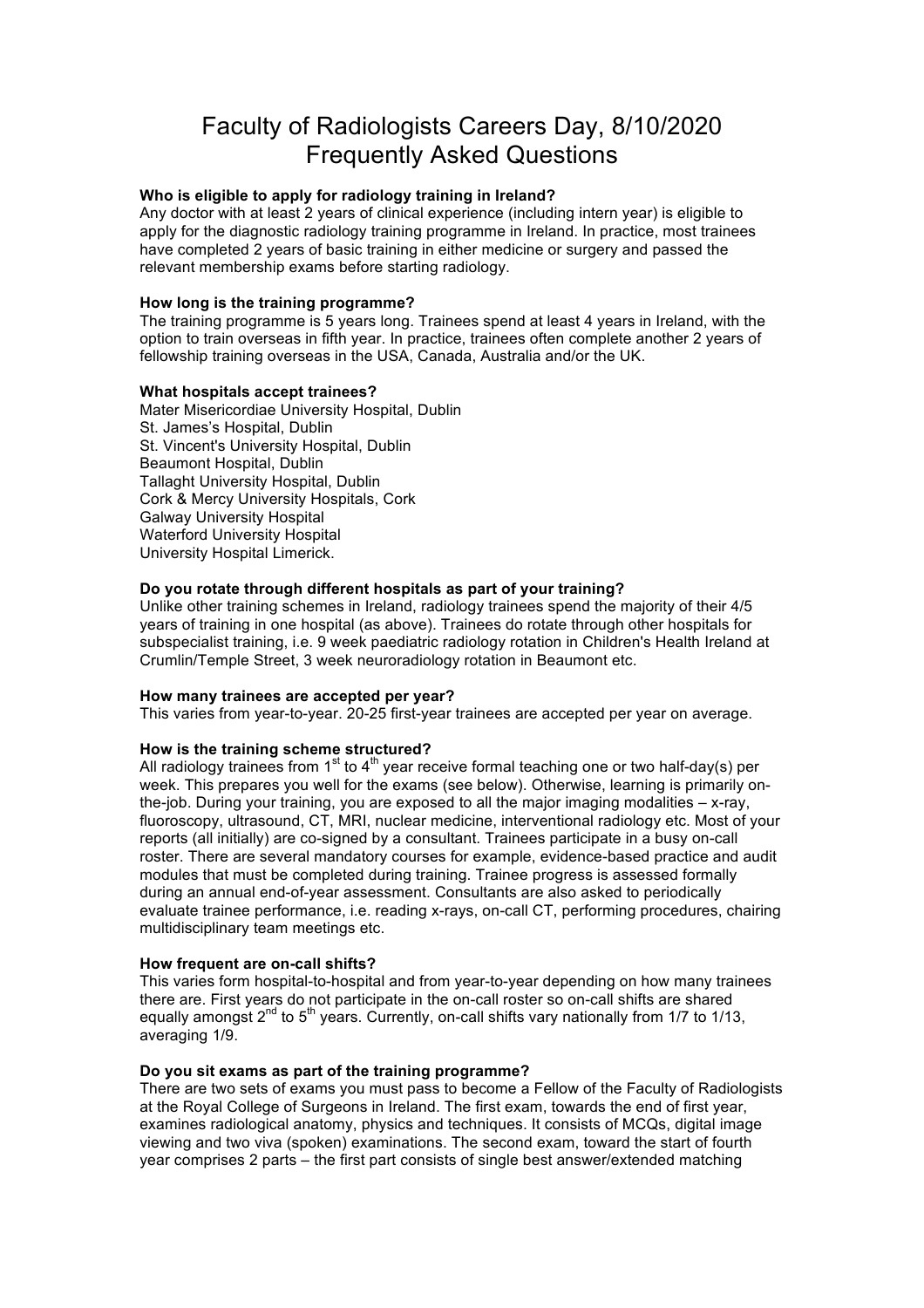# Faculty of Radiologists Careers Day, 8/10/2020
# Frequently Asked Questions

**Who is eligible to apply for radiology training in Ireland?**

Any doctor with at least 2 years of clinical experience (including intern year) is eligible to apply for the diagnostic radiology training programme in Ireland. In practice, most trainees have completed 2 years of basic training in either medicine or surgery and passed the relevant membership exams before starting radiology.

**How long is the training programme?**

The training programme is 5 years long. Trainees spend at least 4 years in Ireland, with the option to train overseas in fifth year. In practice, trainees often complete another 2 years of fellowship training overseas in the USA, Canada, Australia and/or the UK.

**What hospitals accept trainees?**

Mater Misericordiae University Hospital, Dublin
St. James's Hospital, Dublin
St. Vincent's University Hospital, Dublin
Beaumont Hospital, Dublin
Tallaght University Hospital, Dublin
Cork & Mercy University Hospitals, Cork
Galway University Hospital
Waterford University Hospital
University Hospital Limerick.

**Do you rotate through different hospitals as part of your training?**

Unlike other training schemes in Ireland, radiology trainees spend the majority of their 4/5 years of training in one hospital (as above). Trainees do rotate through other hospitals for subspecialist training, i.e. 9 week paediatric radiology rotation in Children's Health Ireland at Crumlin/Temple Street, 3 week neuroradiology rotation in Beaumont etc.

**How many trainees are accepted per year?**

This varies from year-to-year. 20-25 first-year trainees are accepted per year on average.

**How is the training scheme structured?**

All radiology trainees from 1st to 4th year receive formal teaching one or two half-day(s) per week. This prepares you well for the exams (see below). Otherwise, learning is primarily on-the-job. During your training, you are exposed to all the major imaging modalities – x-ray, fluoroscopy, ultrasound, CT, MRI, nuclear medicine, interventional radiology etc. Most of your reports (all initially) are co-signed by a consultant. Trainees participate in a busy on-call roster. There are several mandatory courses for example, evidence-based practice and audit modules that must be completed during training. Trainee progress is assessed formally during an annual end-of-year assessment. Consultants are also asked to periodically evaluate trainee performance, i.e. reading x-rays, on-call CT, performing procedures, chairing multidisciplinary team meetings etc.

**How frequent are on-call shifts?**

This varies form hospital-to-hospital and from year-to-year depending on how many trainees there are. First years do not participate in the on-call roster so on-call shifts are shared equally amongst 2nd to 5th years. Currently, on-call shifts vary nationally from 1/7 to 1/13, averaging 1/9.

**Do you sit exams as part of the training programme?**

There are two sets of exams you must pass to become a Fellow of the Faculty of Radiologists at the Royal College of Surgeons in Ireland. The first exam, towards the end of first year, examines radiological anatomy, physics and techniques. It consists of MCQs, digital image viewing and two viva (spoken) examinations. The second exam, toward the start of fourth year comprises 2 parts – the first part consists of single best answer/extended matching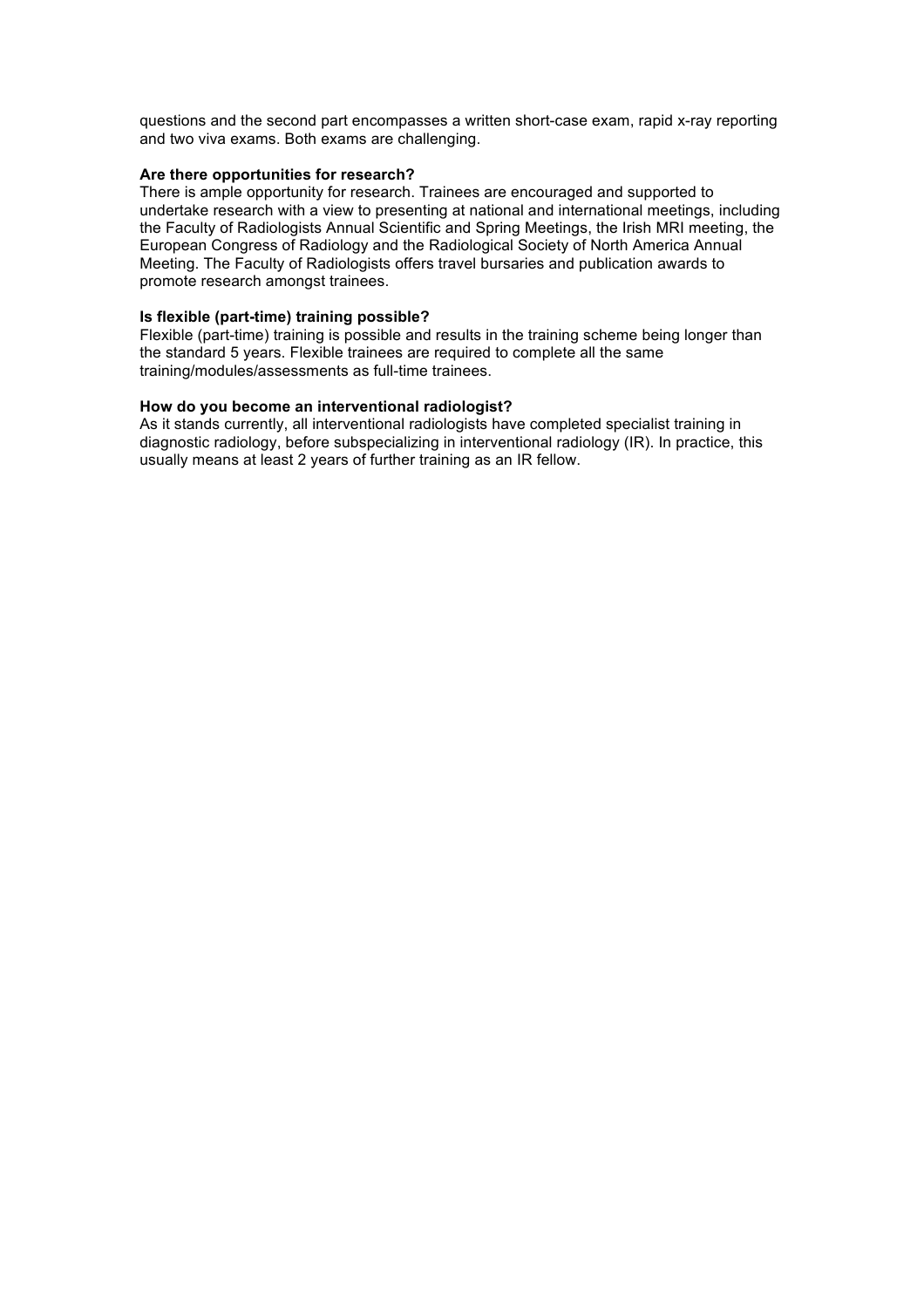questions and the second part encompasses a written short-case exam, rapid x-ray reporting and two viva exams. Both exams are challenging.

**Are there opportunities for research?**

There is ample opportunity for research. Trainees are encouraged and supported to undertake research with a view to presenting at national and international meetings, including the Faculty of Radiologists Annual Scientific and Spring Meetings, the Irish MRI meeting, the European Congress of Radiology and the Radiological Society of North America Annual Meeting. The Faculty of Radiologists offers travel bursaries and publication awards to promote research amongst trainees.

**Is flexible (part-time) training possible?**

Flexible (part-time) training is possible and results in the training scheme being longer than the standard 5 years. Flexible trainees are required to complete all the same training/modules/assessments as full-time trainees.

**How do you become an interventional radiologist?**

As it stands currently, all interventional radiologists have completed specialist training in diagnostic radiology, before subspecializing in interventional radiology (IR). In practice, this usually means at least 2 years of further training as an IR fellow.